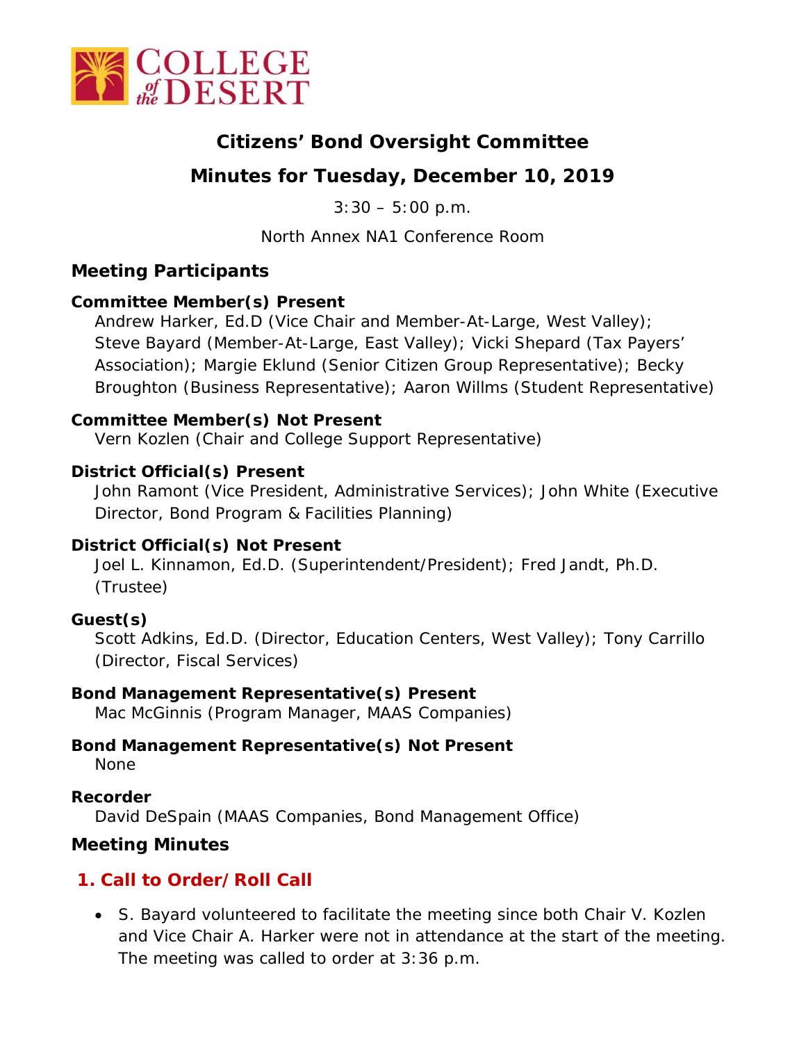# Citizens' Bond Oversight Committee

## Minutes for Tuesday, December 10, 2019

3:30 – 5:00 p.m.

North Annex NA1 Conference Room

## Meeting Participants

**Committee Member(s) Present**

Andrew Harker, Ed.D (Vice Chair and Member-At-Large, West Valley); Steve Bayard (Member-At-Large, East Valley); Vicki Shepard (Tax Payers' Association); Margie Eklund (Senior Citizen Group Representative); Becky Broughton (Business Representative); Aaron Willms (Student Representative)

**Committee Member(s) Not Present**

Vern Kozlen (Chair and College Support Representative)

**District Official(s) Present**

John Ramont (Vice President, Administrative Services); John White (Executive Director, Bond Program & Facilities Planning)

**District Official(s) Not Present**

Joel L. Kinnamon, Ed.D. (Superintendent/President); Fred Jandt, Ph.D. (Trustee)

**Guest(s)**

Scott Adkins, Ed.D. (Director, Education Centers, West Valley); Tony Carrillo (Director, Fiscal Services)

**Bond Management Representative(s) Present**

Mac McGinnis (Program Manager, MAAS Companies)

**Bond Management Representative(s) Not Present**

None

**Recorder**

David DeSpain (MAAS Companies, Bond Management Office)

## Meeting Minutes

### 1. Call to Order/Roll Call

- S. Bayard volunteered to facilitate the meeting since both Chair V. Kozlen and Vice Chair A. Harker were not in attendance at the start of the meeting. The meeting was called to order at 3:36 p.m.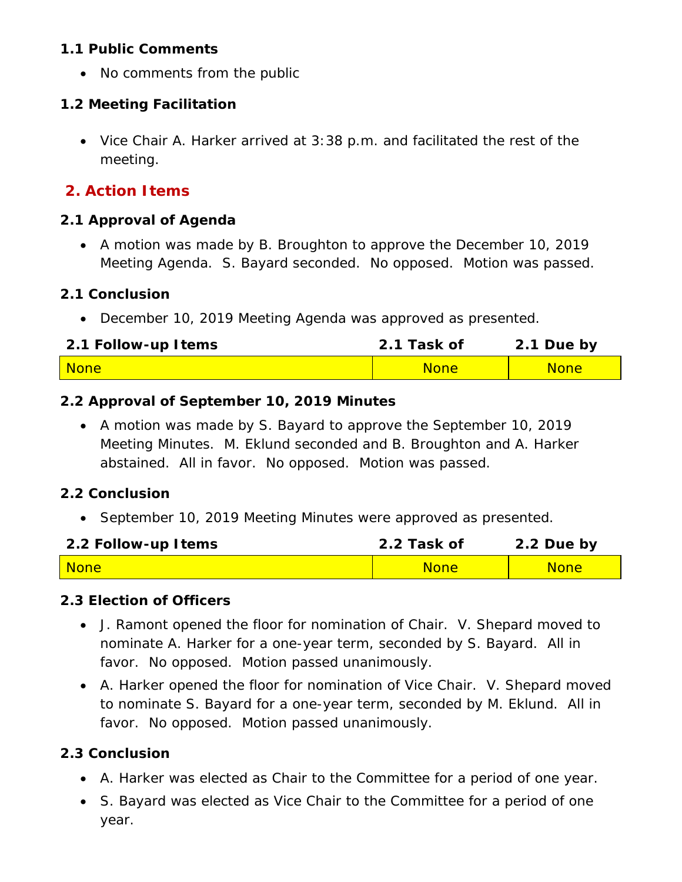### 1.1 Public Comments

- No comments from the public

### 1.2 Meeting Facilitation

- Vice Chair A. Harker arrived at 3:38 p.m. and facilitated the rest of the meeting.

## 2. Action Items

### 2.1 Approval of Agenda

- A motion was made by B. Broughton to approve the December 10, 2019 Meeting Agenda. S. Bayard seconded. No opposed. Motion was passed.

### 2.1 Conclusion

- December 10, 2019 Meeting Agenda was approved as presented.

| 2.1 Follow-up Items | 2.1 Task of | 2.1 Due by |
|---|---|---|
| None | None | None |

### 2.2 Approval of September 10, 2019 Minutes

- A motion was made by S. Bayard to approve the September 10, 2019 Meeting Minutes. M. Eklund seconded and B. Broughton and A. Harker abstained. All in favor. No opposed. Motion was passed.

### 2.2 Conclusion

- September 10, 2019 Meeting Minutes were approved as presented.

| 2.2 Follow-up Items | 2.2 Task of | 2.2 Due by |
|---|---|---|
| None | None | None |

### 2.3 Election of Officers

- J. Ramont opened the floor for nomination of Chair. V. Shepard moved to nominate A. Harker for a one-year term, seconded by S. Bayard. All in favor. No opposed. Motion passed unanimously.
- A. Harker opened the floor for nomination of Vice Chair. V. Shepard moved to nominate S. Bayard for a one-year term, seconded by M. Eklund. All in favor. No opposed. Motion passed unanimously.

### 2.3 Conclusion

- A. Harker was elected as Chair to the Committee for a period of one year.
- S. Bayard was elected as Vice Chair to the Committee for a period of one year.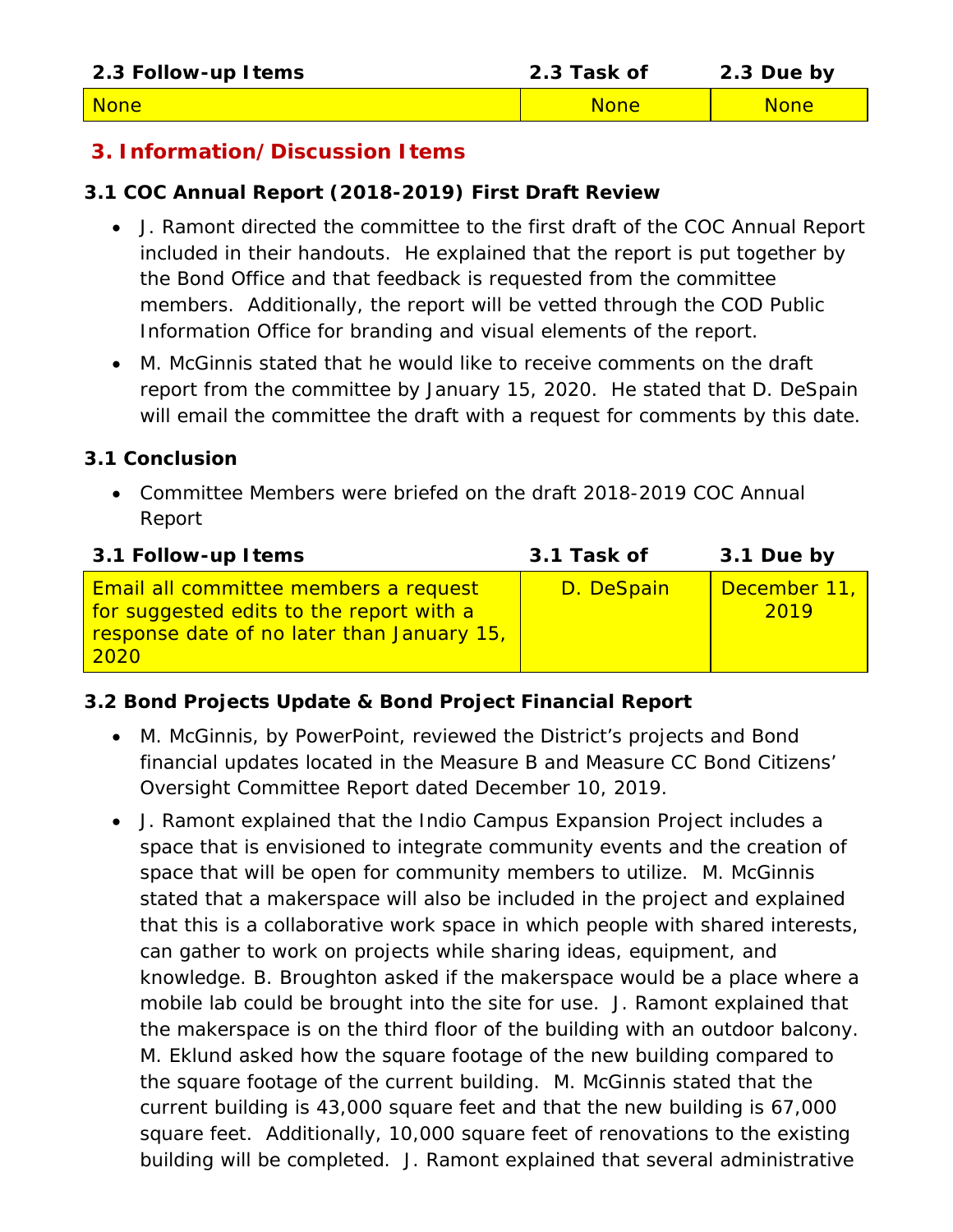| 2.3 Follow-up Items | 2.3 Task of | 2.3 Due by |
|---|---|---|
| None | None | None |

## 3. Information/Discussion Items

### 3.1 COC Annual Report (2018-2019) First Draft Review

- J. Ramont directed the committee to the first draft of the COC Annual Report included in their handouts. He explained that the report is put together by the Bond Office and that feedback is requested from the committee members. Additionally, the report will be vetted through the COD Public Information Office for branding and visual elements of the report.
- M. McGinnis stated that he would like to receive comments on the draft report from the committee by January 15, 2020. He stated that D. DeSpain will email the committee the draft with a request for comments by this date.

### 3.1 Conclusion

- Committee Members were briefed on the draft 2018-2019 COC Annual Report

| 3.1 Follow-up Items | 3.1 Task of | 3.1 Due by |
|---|---|---|
| Email all committee members a request for suggested edits to the report with a response date of no later than January 15, 2020 | D. DeSpain | December 11, 2019 |

### 3.2 Bond Projects Update & Bond Project Financial Report

- M. McGinnis, by PowerPoint, reviewed the District's projects and Bond financial updates located in the Measure B and Measure CC Bond Citizens' Oversight Committee Report dated December 10, 2019.
- J. Ramont explained that the Indio Campus Expansion Project includes a space that is envisioned to integrate community events and the creation of space that will be open for community members to utilize. M. McGinnis stated that a makerspace will also be included in the project and explained that this is a collaborative work space in which people with shared interests, can gather to work on projects while sharing ideas, equipment, and knowledge. B. Broughton asked if the makerspace would be a place where a mobile lab could be brought into the site for use. J. Ramont explained that the makerspace is on the third floor of the building with an outdoor balcony. M. Eklund asked how the square footage of the new building compared to the square footage of the current building. M. McGinnis stated that the current building is 43,000 square feet and that the new building is 67,000 square feet. Additionally, 10,000 square feet of renovations to the existing building will be completed. J. Ramont explained that several administrative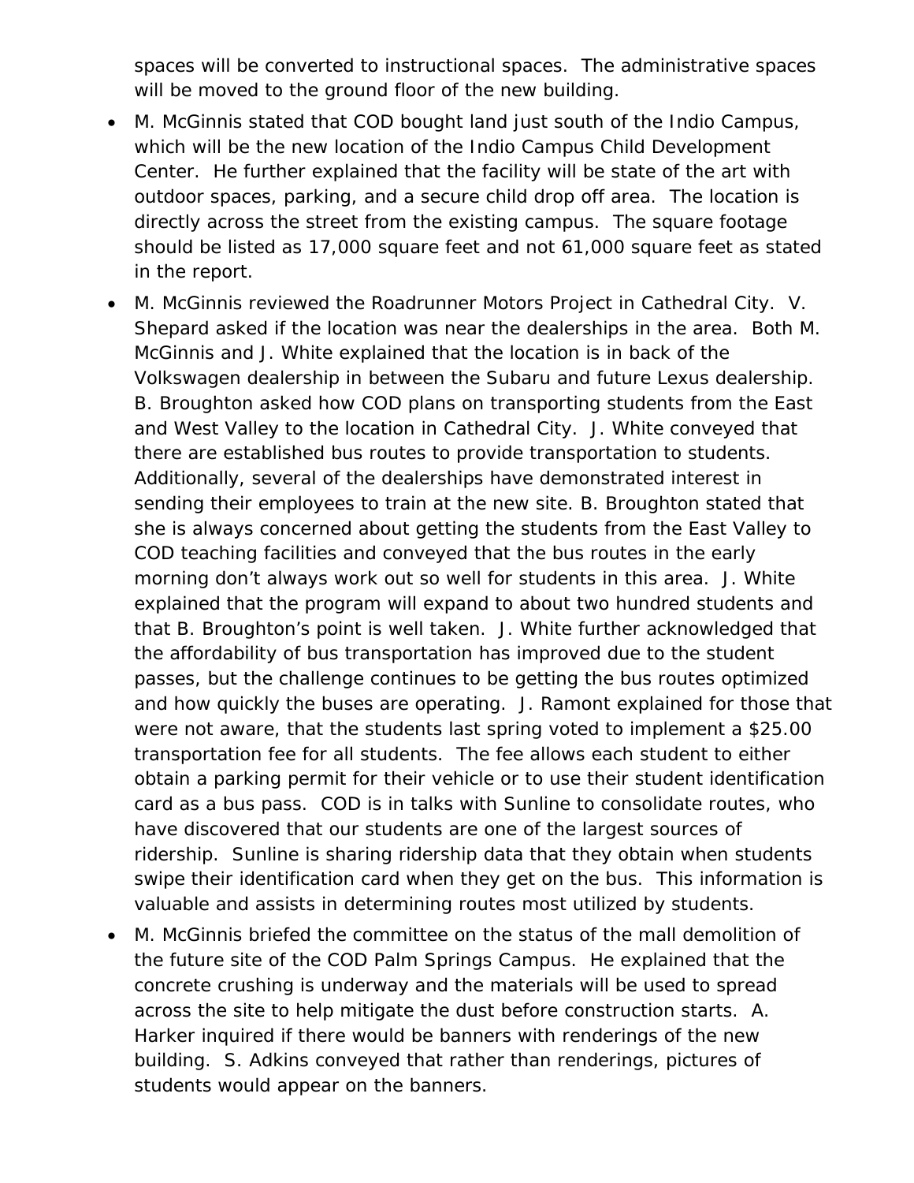spaces will be converted to instructional spaces. The administrative spaces will be moved to the ground floor of the new building.

- M. McGinnis stated that COD bought land just south of the Indio Campus, which will be the new location of the Indio Campus Child Development Center. He further explained that the facility will be state of the art with outdoor spaces, parking, and a secure child drop off area. The location is directly across the street from the existing campus. The square footage should be listed as 17,000 square feet and not 61,000 square feet as stated in the report.
- M. McGinnis reviewed the Roadrunner Motors Project in Cathedral City. V. Shepard asked if the location was near the dealerships in the area. Both M. McGinnis and J. White explained that the location is in back of the Volkswagen dealership in between the Subaru and future Lexus dealership. B. Broughton asked how COD plans on transporting students from the East and West Valley to the location in Cathedral City. J. White conveyed that there are established bus routes to provide transportation to students. Additionally, several of the dealerships have demonstrated interest in sending their employees to train at the new site. B. Broughton stated that she is always concerned about getting the students from the East Valley to COD teaching facilities and conveyed that the bus routes in the early morning don't always work out so well for students in this area. J. White explained that the program will expand to about two hundred students and that B. Broughton's point is well taken. J. White further acknowledged that the affordability of bus transportation has improved due to the student passes, but the challenge continues to be getting the bus routes optimized and how quickly the buses are operating. J. Ramont explained for those that were not aware, that the students last spring voted to implement a $25.00 transportation fee for all students. The fee allows each student to either obtain a parking permit for their vehicle or to use their student identification card as a bus pass. COD is in talks with Sunline to consolidate routes, who have discovered that our students are one of the largest sources of ridership. Sunline is sharing ridership data that they obtain when students swipe their identification card when they get on the bus. This information is valuable and assists in determining routes most utilized by students.
- M. McGinnis briefed the committee on the status of the mall demolition of the future site of the COD Palm Springs Campus. He explained that the concrete crushing is underway and the materials will be used to spread across the site to help mitigate the dust before construction starts. A. Harker inquired if there would be banners with renderings of the new building. S. Adkins conveyed that rather than renderings, pictures of students would appear on the banners.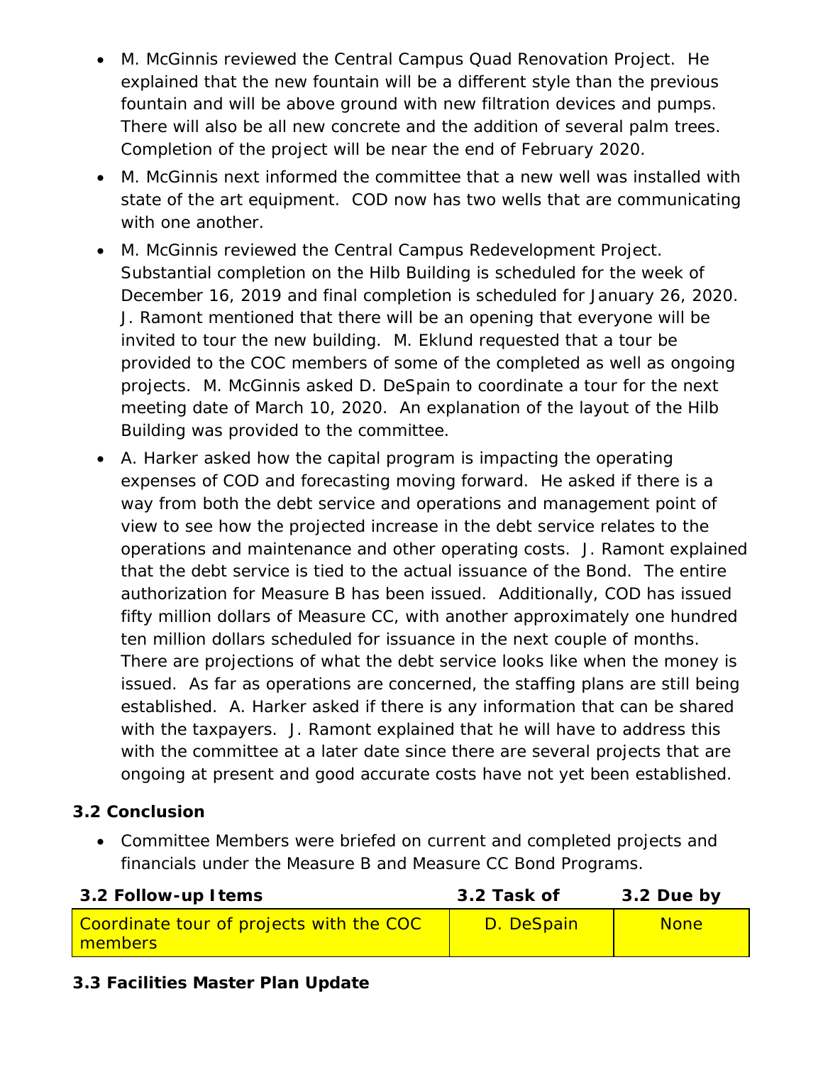- M. McGinnis reviewed the Central Campus Quad Renovation Project. He explained that the new fountain will be a different style than the previous fountain and will be above ground with new filtration devices and pumps. There will also be all new concrete and the addition of several palm trees. Completion of the project will be near the end of February 2020.
- M. McGinnis next informed the committee that a new well was installed with state of the art equipment. COD now has two wells that are communicating with one another.
- M. McGinnis reviewed the Central Campus Redevelopment Project. Substantial completion on the Hilb Building is scheduled for the week of December 16, 2019 and final completion is scheduled for January 26, 2020. J. Ramont mentioned that there will be an opening that everyone will be invited to tour the new building. M. Eklund requested that a tour be provided to the COC members of some of the completed as well as ongoing projects. M. McGinnis asked D. DeSpain to coordinate a tour for the next meeting date of March 10, 2020. An explanation of the layout of the Hilb Building was provided to the committee.
- A. Harker asked how the capital program is impacting the operating expenses of COD and forecasting moving forward. He asked if there is a way from both the debt service and operations and management point of view to see how the projected increase in the debt service relates to the operations and maintenance and other operating costs. J. Ramont explained that the debt service is tied to the actual issuance of the Bond. The entire authorization for Measure B has been issued. Additionally, COD has issued fifty million dollars of Measure CC, with another approximately one hundred ten million dollars scheduled for issuance in the next couple of months. There are projections of what the debt service looks like when the money is issued. As far as operations are concerned, the staffing plans are still being established. A. Harker asked if there is any information that can be shared with the taxpayers. J. Ramont explained that he will have to address this with the committee at a later date since there are several projects that are ongoing at present and good accurate costs have not yet been established.

### 3.2 Conclusion

- Committee Members were briefed on current and completed projects and financials under the Measure B and Measure CC Bond Programs.

| 3.2 Follow-up Items | 3.2 Task of | 3.2 Due by |
|---|---|---|
| Coordinate tour of projects with the COC members | D. DeSpain | None |

### 3.3 Facilities Master Plan Update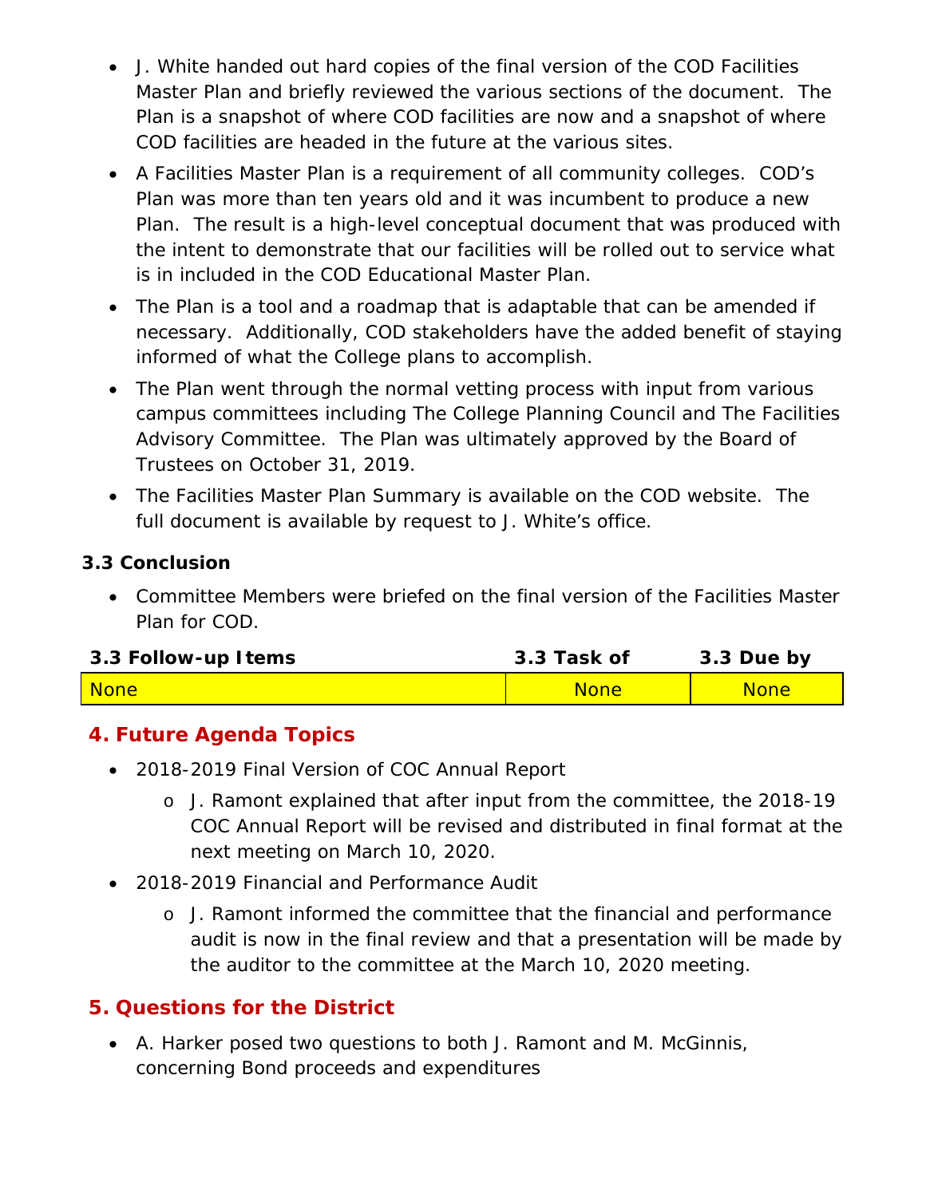- J. White handed out hard copies of the final version of the COD Facilities Master Plan and briefly reviewed the various sections of the document. The Plan is a snapshot of where COD facilities are now and a snapshot of where COD facilities are headed in the future at the various sites.
- A Facilities Master Plan is a requirement of all community colleges. COD's Plan was more than ten years old and it was incumbent to produce a new Plan. The result is a high-level conceptual document that was produced with the intent to demonstrate that our facilities will be rolled out to service what is in included in the COD Educational Master Plan.
- The Plan is a tool and a roadmap that is adaptable that can be amended if necessary. Additionally, COD stakeholders have the added benefit of staying informed of what the College plans to accomplish.
- The Plan went through the normal vetting process with input from various campus committees including The College Planning Council and The Facilities Advisory Committee. The Plan was ultimately approved by the Board of Trustees on October 31, 2019.
- The Facilities Master Plan Summary is available on the COD website. The full document is available by request to J. White's office.

**3.3 Conclusion**

- Committee Members were briefed on the final version of the Facilities Master Plan for COD.

| 3.3 Follow-up Items | 3.3 Task of | 3.3 Due by |
|---|---|---|
| None | None | None |

## 4. Future Agenda Topics

- 2018-2019 Final Version of COC Annual Report
    - J. Ramont explained that after input from the committee, the 2018-19 COC Annual Report will be revised and distributed in final format at the next meeting on March 10, 2020.
- 2018-2019 Financial and Performance Audit
    - J. Ramont informed the committee that the financial and performance audit is now in the final review and that a presentation will be made by the auditor to the committee at the March 10, 2020 meeting.

## 5. Questions for the District

- A. Harker posed two questions to both J. Ramont and M. McGinnis, concerning Bond proceeds and expenditures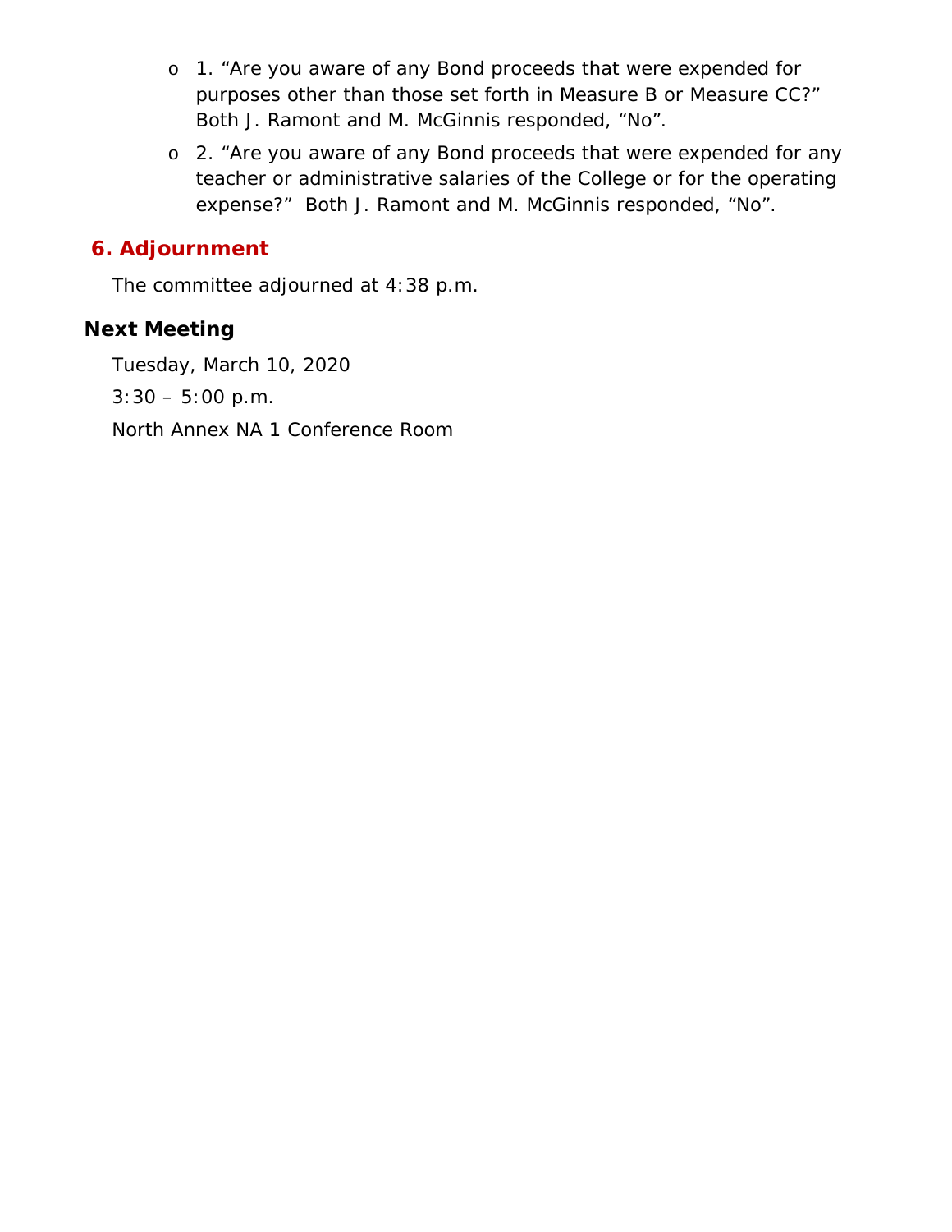- 1. "Are you aware of any Bond proceeds that were expended for purposes other than those set forth in Measure B or Measure CC?" Both J. Ramont and M. McGinnis responded, "No".
- 2. "Are you aware of any Bond proceeds that were expended for any teacher or administrative salaries of the College or for the operating expense?" Both J. Ramont and M. McGinnis responded, "No".

## 6. Adjournment

The committee adjourned at 4:38 p.m.

### Next Meeting

Tuesday, March 10, 2020

3:30 – 5:00 p.m.

North Annex NA 1 Conference Room